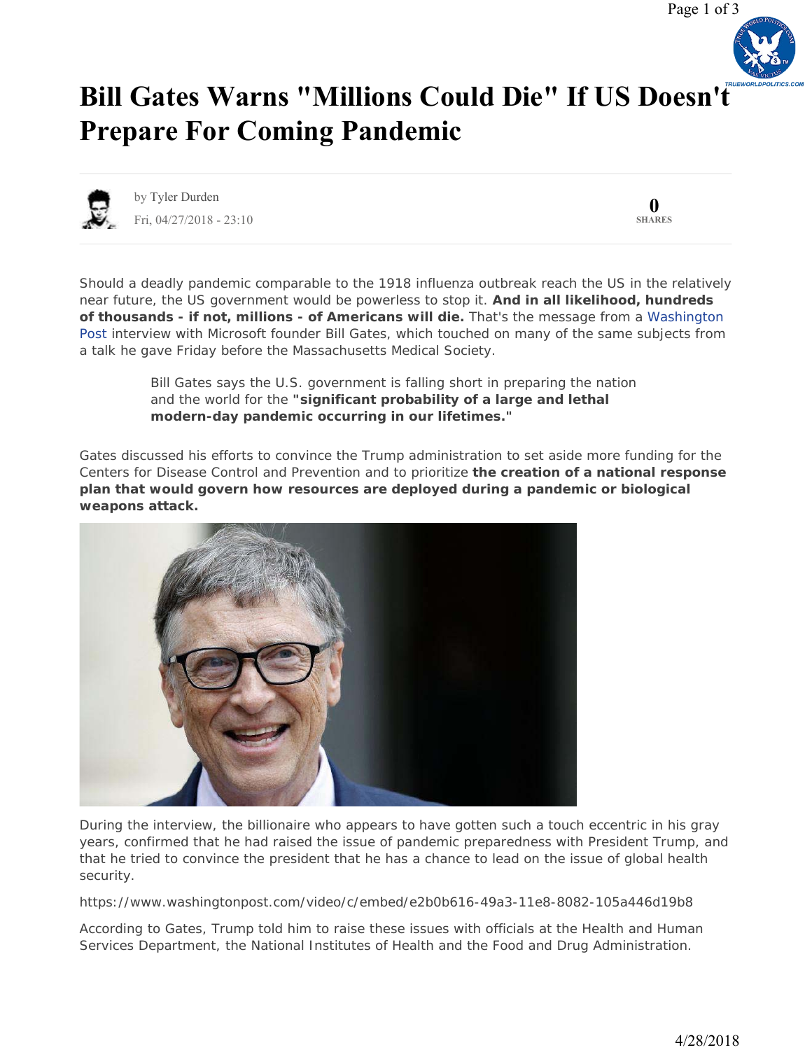# Bill Gates Warns "Millions Could Die" If US Doesn't Prepare For Coming Pandemic

by Tyler Durden

Fri, 04/27/2018 - 23:10

0 SHARES

Should a deadly pandemic comparable to the 1918 influenza outbreak reach the US in the relatively near future, the US government would be powerless to stop it. **And in all likelihood, hundreds of thousands - if not, millions - of Americans will die.** That's the message from a Washington Post interview with Microsoft founder Bill Gates, which touched on many of the same subjects from a talk he gave Friday before the Massachusetts Medical Society.

> Bill Gates says the U.S. government is falling short in preparing the nation and the world for the **"significant probability of a large and lethal modern-day pandemic occurring in our lifetimes."**

Gates discussed his efforts to convince the Trump administration to set aside more funding for the Centers for Disease Control and Prevention and to prioritize **the creation of a national response plan that would govern how resources are deployed during a pandemic or biological weapons attack.**

During the interview, the billionaire who appears to have gotten such a touch eccentric in his gray years, confirmed that he had raised the issue of pandemic preparedness with President Trump, and that he tried to convince the president that he has a chance to lead on the issue of global health security.

https://www.washingtonpost.com/video/c/embed/e2b0b616-49a3-11e8-8082-105a446d19b8

According to Gates, Trump told him to raise these issues with officials at the Health and Human Services Department, the National Institutes of Health and the Food and Drug Administration.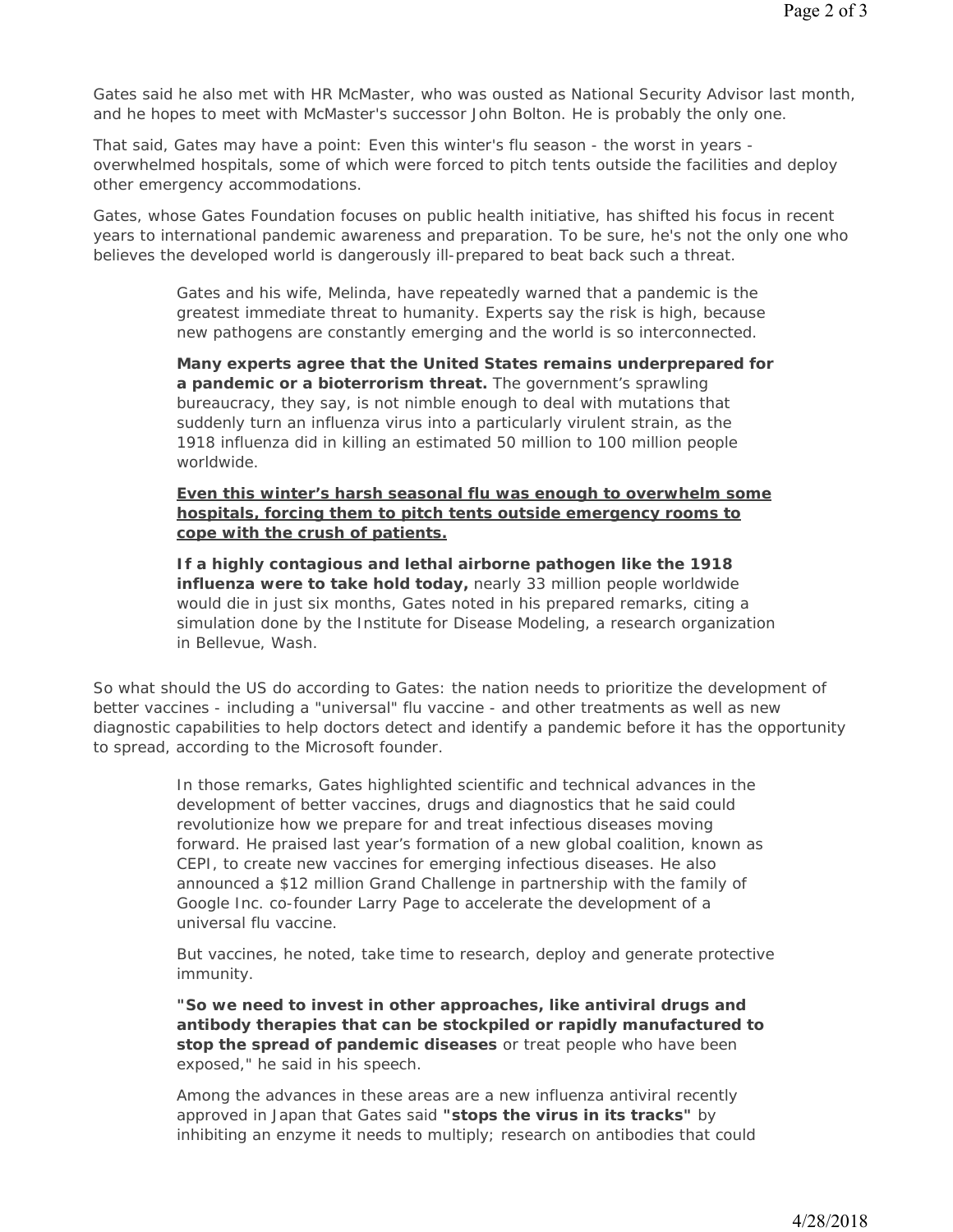Gates said he also met with HR McMaster, who was ousted as National Security Advisor last month, and he hopes to meet with McMaster's successor John Bolton. He is probably the only one.

That said, Gates may have a point: Even this winter's flu season - the worst in years - overwhelmed hospitals, some of which were forced to pitch tents outside the facilities and deploy other emergency accommodations.

Gates, whose Gates Foundation focuses on public health initiative, has shifted his focus in recent years to international pandemic awareness and preparation. To be sure, he's not the only one who believes the developed world is dangerously ill-prepared to beat back such a threat.

> Gates and his wife, Melinda, have repeatedly warned that a pandemic is the greatest immediate threat to humanity. Experts say the risk is high, because new pathogens are constantly emerging and the world is so interconnected.
>
> **Many experts agree that the United States remains underprepared for a pandemic or a bioterrorism threat.** The government's sprawling bureaucracy, they say, is not nimble enough to deal with mutations that suddenly turn an influenza virus into a particularly virulent strain, as the 1918 influenza did in killing an estimated 50 million to 100 million people worldwide.
>
> **<u>Even this winter's harsh seasonal flu was enough to overwhelm some hospitals, forcing them to pitch tents outside emergency rooms to cope with the crush of patients.</u>**
>
> **If a highly contagious and lethal airborne pathogen like the 1918 influenza were to take hold today,** nearly 33 million people worldwide would die in just six months, Gates noted in his prepared remarks, citing a simulation done by the Institute for Disease Modeling, a research organization in Bellevue, Wash.

So what should the US do according to Gates: the nation needs to prioritize the development of better vaccines - including a "universal" flu vaccine - and other treatments as well as new diagnostic capabilities to help doctors detect and identify a pandemic before it has the opportunity to spread, according to the Microsoft founder.

> In those remarks, Gates highlighted scientific and technical advances in the development of better vaccines, drugs and diagnostics that he said could revolutionize how we prepare for and treat infectious diseases moving forward. He praised last year's formation of a new global coalition, known as CEPI, to create new vaccines for emerging infectious diseases. He also announced a $12 million Grand Challenge in partnership with the family of Google Inc. co-founder Larry Page to accelerate the development of a universal flu vaccine.
>
> But vaccines, he noted, take time to research, deploy and generate protective immunity.
>
> **"So we need to invest in other approaches, like antiviral drugs and antibody therapies that can be stockpiled or rapidly manufactured to stop the spread of pandemic diseases** or treat people who have been exposed," he said in his speech.
>
> Among the advances in these areas are a new influenza antiviral recently approved in Japan that Gates said **"stops the virus in its tracks"** by inhibiting an enzyme it needs to multiply; research on antibodies that could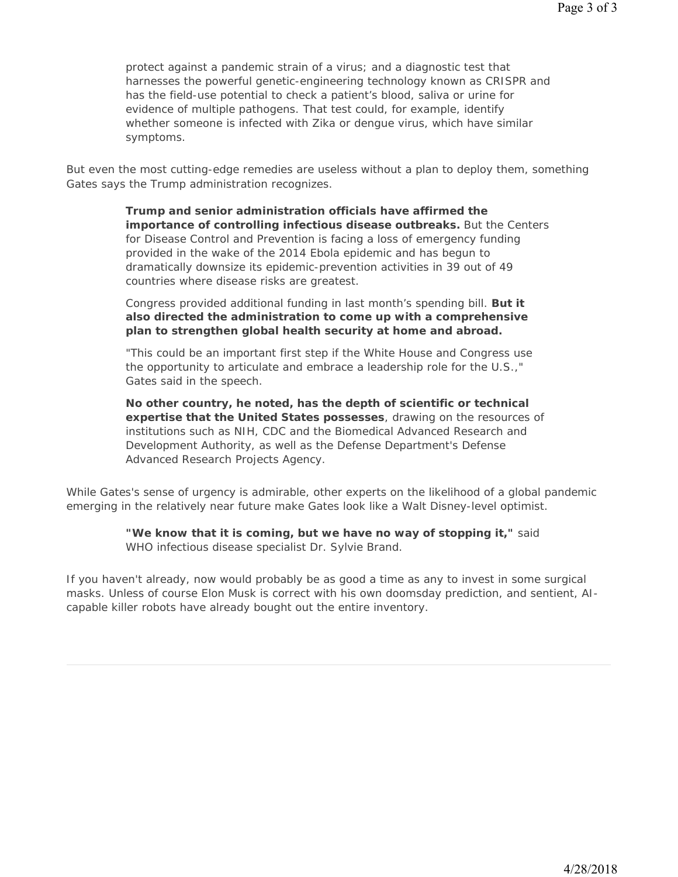> protect against a pandemic strain of a virus; and a diagnostic test that harnesses the powerful genetic-engineering technology known as CRISPR and has the field-use potential to check a patient's blood, saliva or urine for evidence of multiple pathogens. That test could, for example, identify whether someone is infected with Zika or dengue virus, which have similar symptoms.

But even the most cutting-edge remedies are useless without a plan to deploy them, something Gates says the Trump administration recognizes.

> **Trump and senior administration officials have affirmed the importance of controlling infectious disease outbreaks.** But the Centers for Disease Control and Prevention is facing a loss of emergency funding provided in the wake of the 2014 Ebola epidemic and has begun to dramatically downsize its epidemic-prevention activities in 39 out of 49 countries where disease risks are greatest.
>
> Congress provided additional funding in last month's spending bill. **But it also directed the administration to come up with a comprehensive plan to strengthen global health security at home and abroad.**
>
> "This could be an important first step if the White House and Congress use the opportunity to articulate and embrace a leadership role for the U.S.," Gates said in the speech.
>
> **No other country, he noted, has the depth of scientific or technical expertise that the United States possesses**, drawing on the resources of institutions such as NIH, CDC and the Biomedical Advanced Research and Development Authority, as well as the Defense Department's Defense Advanced Research Projects Agency.

While Gates's sense of urgency is admirable, other experts on the likelihood of a global pandemic emerging in the relatively near future make Gates look like a Walt Disney-level optimist.

> **"We know that it is coming, but we have no way of stopping it,"** said WHO infectious disease specialist Dr. Sylvie Brand.

If you haven't already, now would probably be as good a time as any to invest in some surgical masks. Unless of course Elon Musk is correct with his own doomsday prediction, and sentient, AI-capable killer robots have already bought out the entire inventory.